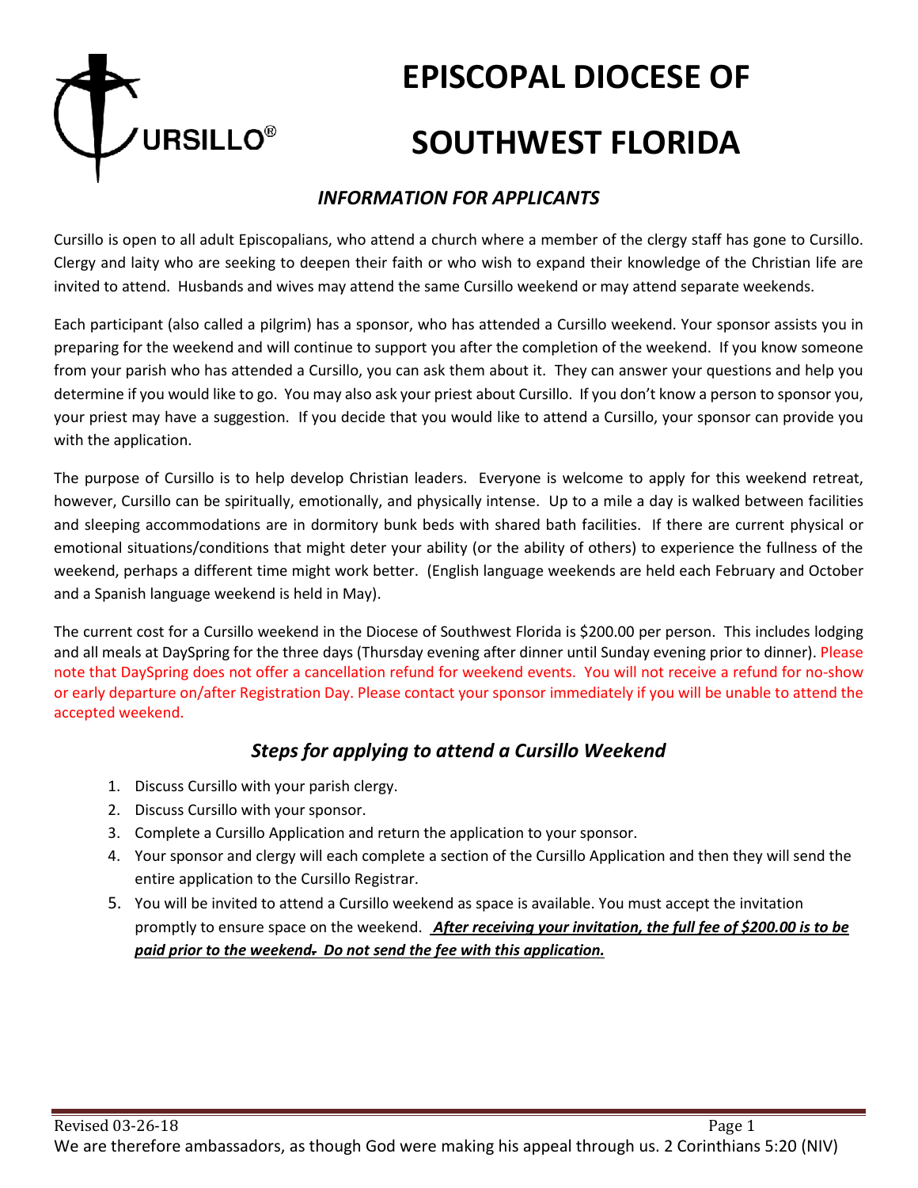# EPISCOPAL DIOCESE OF SOUTHWEST FLORIDA

CURSILLO®

## *INFORMATION FOR APPLICANTS*

Cursillo is open to all adult Episcopalians, who attend a church where a member of the clergy staff has gone to Cursillo. Clergy and laity who are seeking to deepen their faith or who wish to expand their knowledge of the Christian life are invited to attend. Husbands and wives may attend the same Cursillo weekend or may attend separate weekends.

Each participant (also called a pilgrim) has a sponsor, who has attended a Cursillo weekend. Your sponsor assists you in preparing for the weekend and will continue to support you after the completion of the weekend. If you know someone from your parish who has attended a Cursillo, you can ask them about it. They can answer your questions and help you determine if you would like to go. You may also ask your priest about Cursillo. If you don't know a person to sponsor you, your priest may have a suggestion. If you decide that you would like to attend a Cursillo, your sponsor can provide you with the application.

The purpose of Cursillo is to help develop Christian leaders. Everyone is welcome to apply for this weekend retreat, however, Cursillo can be spiritually, emotionally, and physically intense. Up to a mile a day is walked between facilities and sleeping accommodations are in dormitory bunk beds with shared bath facilities. If there are current physical or emotional situations/conditions that might deter your ability (or the ability of others) to experience the fullness of the weekend, perhaps a different time might work better. (English language weekends are held each February and October and a Spanish language weekend is held in May).

The current cost for a Cursillo weekend in the Diocese of Southwest Florida is $200.00 per person. This includes lodging and all meals at DaySpring for the three days (Thursday evening after dinner until Sunday evening prior to dinner). Please note that DaySpring does not offer a cancellation refund for weekend events. You will not receive a refund for no-show or early departure on/after Registration Day. Please contact your sponsor immediately if you will be unable to attend the accepted weekend.

## *Steps for applying to attend a Cursillo Weekend*

1. Discuss Cursillo with your parish clergy.
2. Discuss Cursillo with your sponsor.
3. Complete a Cursillo Application and return the application to your sponsor.
4. Your sponsor and clergy will each complete a section of the Cursillo Application and then they will send the entire application to the Cursillo Registrar.
5. You will be invited to attend a Cursillo weekend as space is available. You must accept the invitation promptly to ensure space on the weekend. ***After receiving your invitation, the full fee of $200.00 is to be paid prior to the weekend. Do not send the fee with this application.***

Revised 03-26-18

We are therefore ambassadors, as though God were making his appeal through us. 2 Corinthians 5:20 (NIV)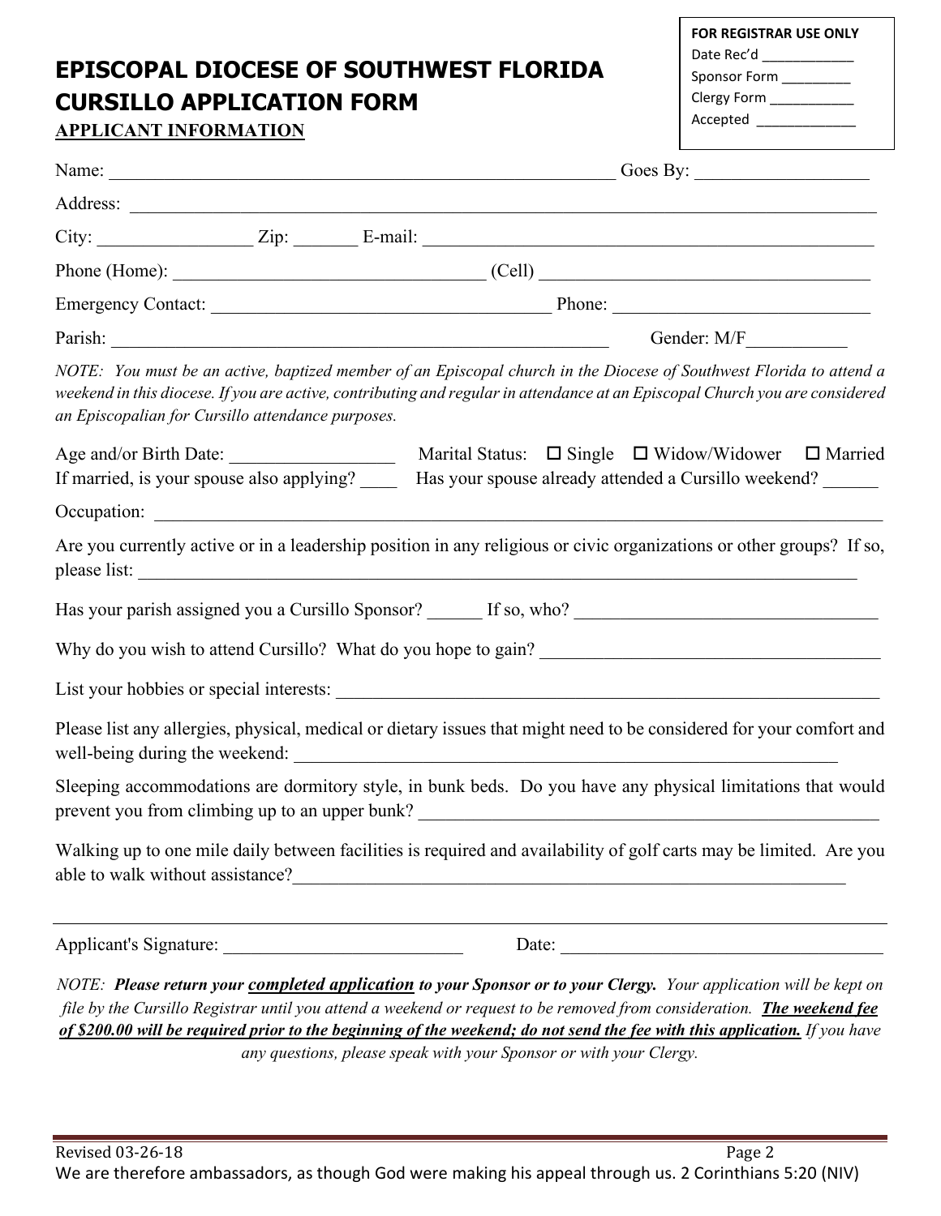**FOR REGISTRAR USE ONLY**
Date Rec'd ___________
Sponsor Form ________
Clergy Form __________
Accepted ____________

# EPISCOPAL DIOCESE OF SOUTHWEST FLORIDA CURSILLO APPLICATION FORM

## APPLICANT INFORMATION

Name: ________________________________________________ Goes By: __________________

Address: ______________________________________________________________________

City: ________________ Zip: _______ E-mail: _____________________________________________

Phone (Home): _________________________________ (Cell) ___________________________________

Emergency Contact: ____________________________________ Phone: ___________________________

Parish: _______________________________________________ Gender: M/F___________

*NOTE: You must be an active, baptized member of an Episcopal church in the Diocese of Southwest Florida to attend a weekend in this diocese. If you are active, contributing and regular in attendance at an Episcopal Church you are considered an Episcopalian for Cursillo attendance purposes.*

Age and/or Birth Date: _________________ Marital Status: ☐ Single ☐ Widow/Widower ☐ Married

If married, is your spouse also applying? ____ Has your spouse already attended a Cursillo weekend? ______

Occupation: ______________________________________________________________________

Are you currently active or in a leadership position in any religious or civic organizations or other groups? If so, please list: ______________________________________________________________________

Has your parish assigned you a Cursillo Sponsor? ______ If so, who? _________________________________

Why do you wish to attend Cursillo? What do you hope to gain? _____________________________________

List your hobbies or special interests: ___________________________________________________________

Please list any allergies, physical, medical or dietary issues that might need to be considered for your comfort and well-being during the weekend: ___________________________________________________________

Sleeping accommodations are dormitory style, in bunk beds. Do you have any physical limitations that would prevent you from climbing up to an upper bunk? _______________________________________________

Walking up to one mile daily between facilities is required and availability of golf carts may be limited. Are you able to walk without assistance?_________________________________________________________

---

Applicant's Signature: __________________________ Date: ___________________________________

*NOTE:* ***Please return your*** ***<u>completed application</u>*** ***to your Sponsor or to your Clergy.*** *Your application will be kept on file by the Cursillo Registrar until you attend a weekend or request to be removed from consideration.* ***<u>The weekend fee of $200.00 will be required prior to the beginning of the weekend; do not send the fee with this application.</u>*** *If you have any questions, please speak with your Sponsor or with your Clergy.*

Revised 03-26-18

We are therefore ambassadors, as though God were making his appeal through us. 2 Corinthians 5:20 (NIV)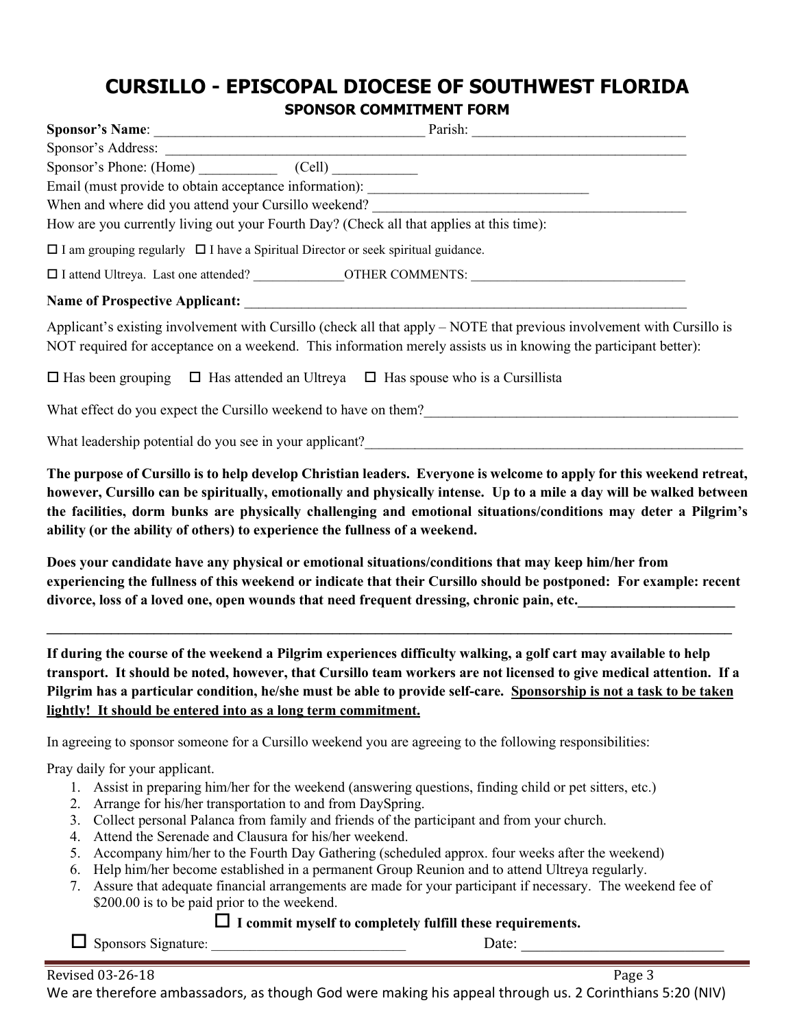# CURSILLO - EPISCOPAL DIOCESE OF SOUTHWEST FLORIDA

## SPONSOR COMMITMENT FORM

**Sponsor's Name**: ______________________________________ Parish: ______________________________

Sponsor's Address: ______________________________________________________________________________

Sponsor's Phone: (Home) ___________ (Cell) ____________

Email (must provide to obtain acceptance information): _______________________________

When and where did you attend your Cursillo weekend? ____________________________________________

How are you currently living out your Fourth Day? (Check all that applies at this time):

☐ I am grouping regularly ☐ I have a Spiritual Director or seek spiritual guidance.

☐ I attend Ultreya. Last one attended? ______________OTHER COMMENTS: ________________________________

**Name of Prospective Applicant:** ___________________________________________________________________

Applicant's existing involvement with Cursillo (check all that apply – NOTE that previous involvement with Cursillo is NOT required for acceptance on a weekend. This information merely assists us in knowing the participant better):

☐ Has been grouping ☐ Has attended an Ultreya ☐ Has spouse who is a Cursillista

What effect do you expect the Cursillo weekend to have on them?_____________________________________________

What leadership potential do you see in your applicant?_______________________________________________________

**The purpose of Cursillo is to help develop Christian leaders. Everyone is welcome to apply for this weekend retreat, however, Cursillo can be spiritually, emotionally and physically intense. Up to a mile a day will be walked between the facilities, dorm bunks are physically challenging and emotional situations/conditions may deter a Pilgrim's ability (or the ability of others) to experience the fullness of a weekend.**

**Does your candidate have any physical or emotional situations/conditions that may keep him/her from experiencing the fullness of this weekend or indicate that their Cursillo should be postponed: For example: recent divorce, loss of a loved one, open wounds that need frequent dressing, chronic pain, etc.______________________**

**_____________________________________________________________________________________________**

**If during the course of the weekend a Pilgrim experiences difficulty walking, a golf cart may available to help transport. It should be noted, however, that Cursillo team workers are not licensed to give medical attention. If a Pilgrim has a particular condition, he/she must be able to provide self-care. <u>Sponsorship is not a task to be taken lightly! It should be entered into as a long term commitment.</u>**

In agreeing to sponsor someone for a Cursillo weekend you are agreeing to the following responsibilities:

Pray daily for your applicant.

1. Assist in preparing him/her for the weekend (answering questions, finding child or pet sitters, etc.)
2. Arrange for his/her transportation to and from DaySpring.
3. Collect personal Palanca from family and friends of the participant and from your church.
4. Attend the Serenade and Clausura for his/her weekend.
5. Accompany him/her to the Fourth Day Gathering (scheduled approx. four weeks after the weekend)
6. Help him/her become established in a permanent Group Reunion and to attend Ultreya regularly.
7. Assure that adequate financial arrangements are made for your participant if necessary. The weekend fee of $200.00 is to be paid prior to the weekend.

☐ **I commit myself to completely fulfill these requirements.**

☐ Sponsors Signature: ___________________________ Date: ___________________________

Revised 03-26-18

We are therefore ambassadors, as though God were making his appeal through us. 2 Corinthians 5:20 (NIV)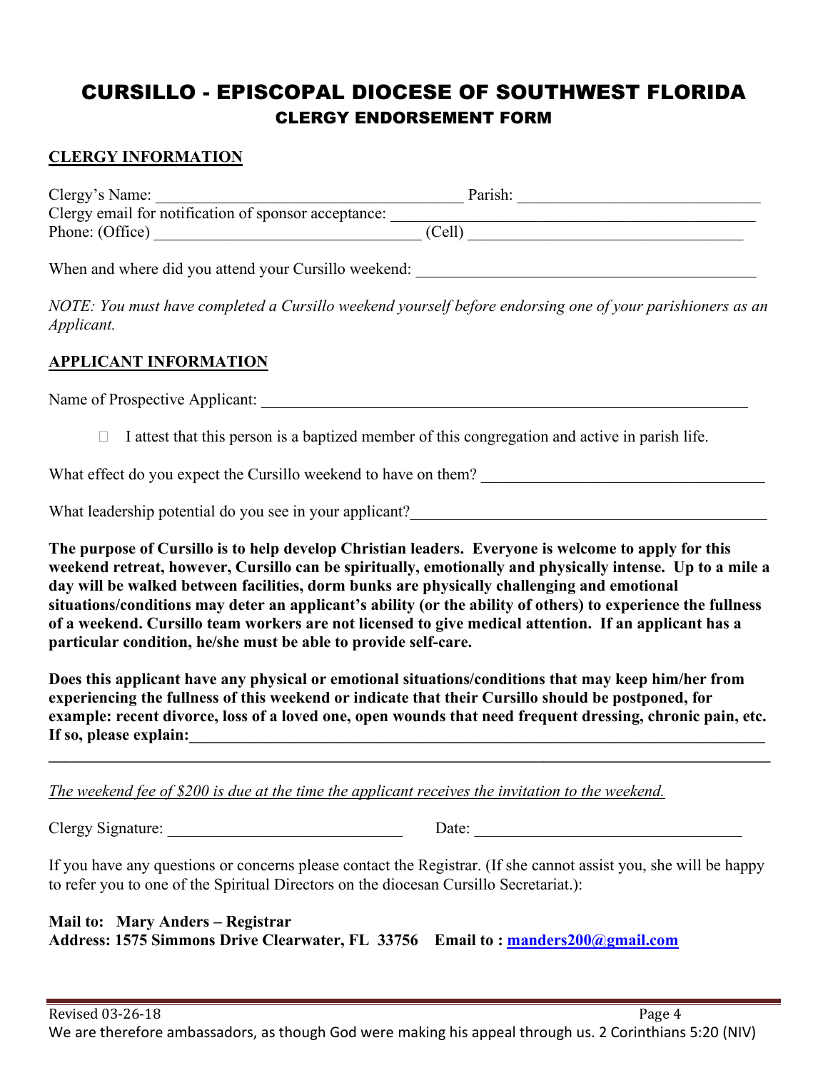# CURSILLO - EPISCOPAL DIOCESE OF SOUTHWEST FLORIDA

## CLERGY ENDORSEMENT FORM

**CLERGY INFORMATION**

Clergy's Name: ______________________________________ Parish: ______________________________

Clergy email for notification of sponsor acceptance: ______________________________________________

Phone: (Office) ________________________________ (Cell) __________________________________

When and where did you attend your Cursillo weekend: ___________________________________________

*NOTE: You must have completed a Cursillo weekend yourself before endorsing one of your parishioners as an Applicant.*

**APPLICANT INFORMATION**

Name of Prospective Applicant: ________________________________________________________________

☐ I attest that this person is a baptized member of this congregation and active in parish life.

What effect do you expect the Cursillo weekend to have on them? ___________________________________

What leadership potential do you see in your applicant?___________________________________________

**The purpose of Cursillo is to help develop Christian leaders. Everyone is welcome to apply for this weekend retreat, however, Cursillo can be spiritually, emotionally and physically intense. Up to a mile a day will be walked between facilities, dorm bunks are physically challenging and emotional situations/conditions may deter an applicant's ability (or the ability of others) to experience the fullness of a weekend. Cursillo team workers are not licensed to give medical attention. If an applicant has a particular condition, he/she must be able to provide self-care.**

**Does this applicant have any physical or emotional situations/conditions that may keep him/her from experiencing the fullness of this weekend or indicate that their Cursillo should be postponed, for example: recent divorce, loss of a loved one, open wounds that need frequent dressing, chronic pain, etc. If so, please explain:___________________________________________________________________________**

**_____________________________________________________________________________________________**

*The weekend fee of $200 is due at the time the applicant receives the invitation to the weekend.*

Clergy Signature: ____________________________ Date: _________________________________

If you have any questions or concerns please contact the Registrar. (If she cannot assist you, she will be happy to refer you to one of the Spiritual Directors on the diocesan Cursillo Secretariat.):

**Mail to: Mary Anders – Registrar**
**Address: 1575 Simmons Drive Clearwater, FL 33756 Email to : manders200@gmail.com**

Revised 03-26-18

We are therefore ambassadors, as though God were making his appeal through us. 2 Corinthians 5:20 (NIV)